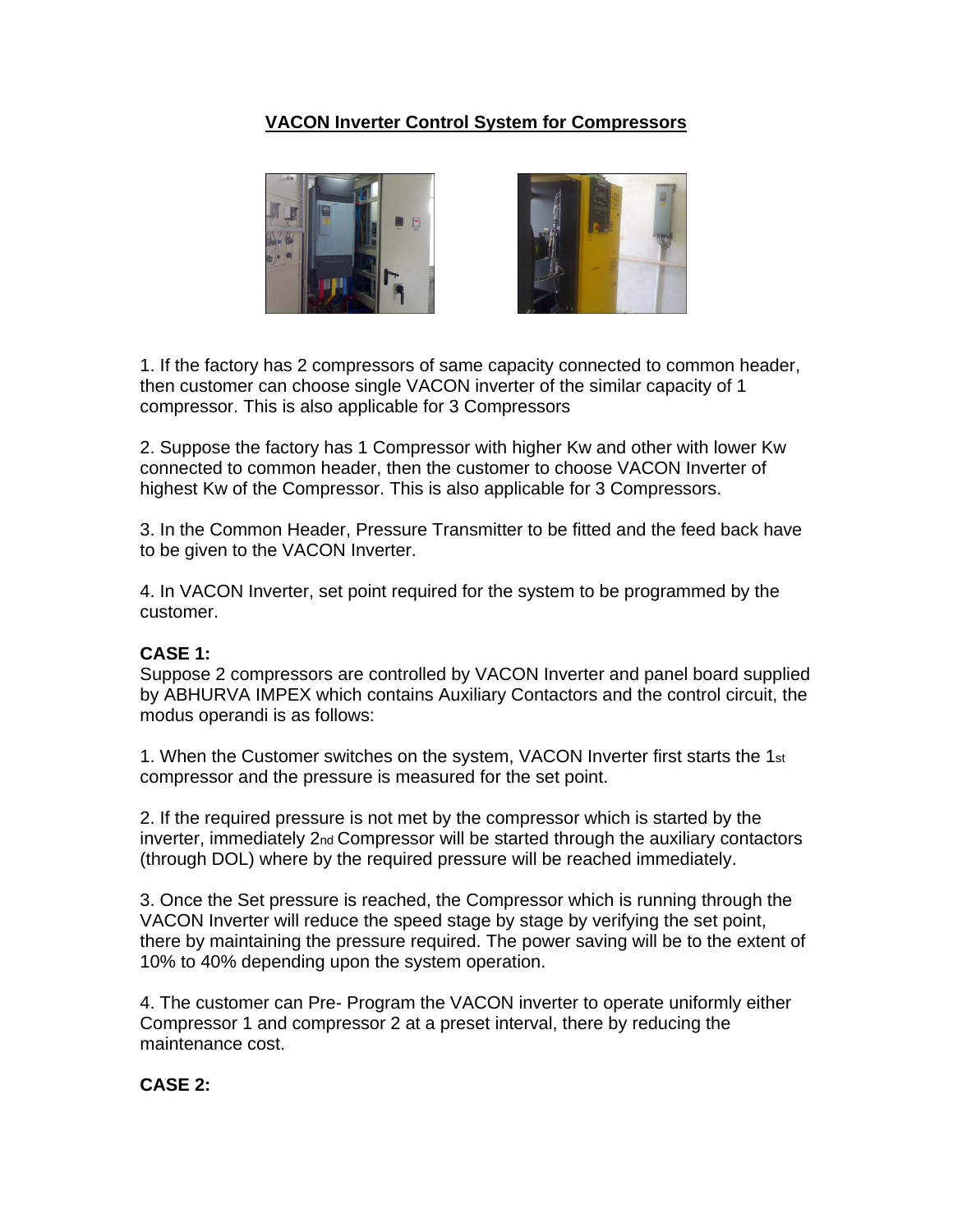# VACON Inverter Control System for Compressors

1. If the factory has 2 compressors of same capacity connected to common header, then customer can choose single VACON inverter of the similar capacity of 1 compressor. This is also applicable for 3 Compressors

2. Suppose the factory has 1 Compressor with higher Kw and other with lower Kw connected to common header, then the customer to choose VACON Inverter of highest Kw of the Compressor. This is also applicable for 3 Compressors.

3. In the Common Header, Pressure Transmitter to be fitted and the feed back have to be given to the VACON Inverter.

4. In VACON Inverter, set point required for the system to be programmed by the customer.

**CASE 1:**
Suppose 2 compressors are controlled by VACON Inverter and panel board supplied by ABHURVA IMPEX which contains Auxiliary Contactors and the control circuit, the modus operandi is as follows:

1. When the Customer switches on the system, VACON Inverter first starts the 1st compressor and the pressure is measured for the set point.

2. If the required pressure is not met by the compressor which is started by the inverter, immediately 2nd Compressor will be started through the auxiliary contactors (through DOL) where by the required pressure will be reached immediately.

3. Once the Set pressure is reached, the Compressor which is running through the VACON Inverter will reduce the speed stage by stage by verifying the set point, there by maintaining the pressure required. The power saving will be to the extent of 10% to 40% depending upon the system operation.

4. The customer can Pre- Program the VACON inverter to operate uniformly either Compressor 1 and compressor 2 at a preset interval, there by reducing the maintenance cost.

**CASE 2:**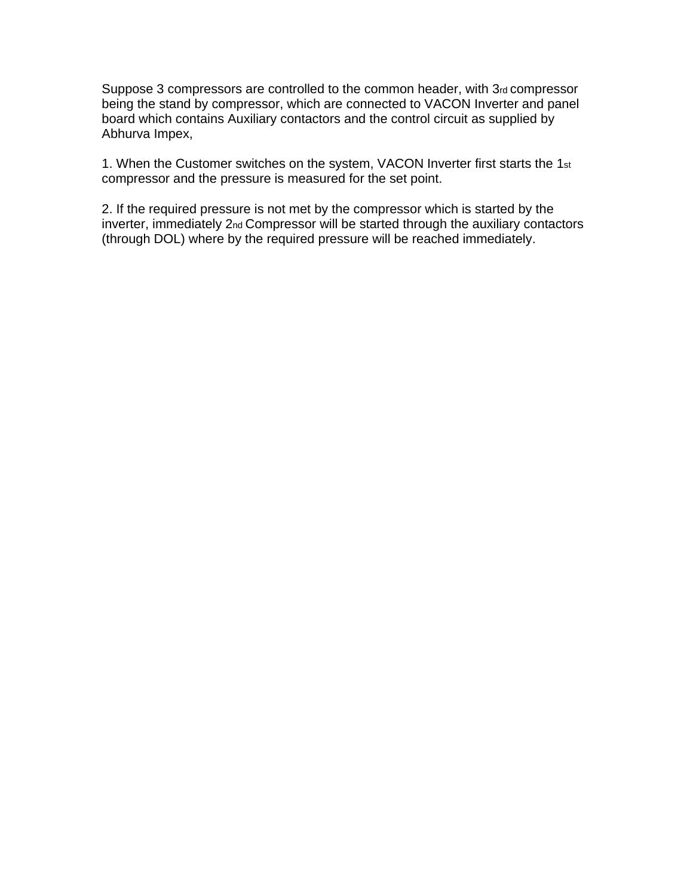Suppose 3 compressors are controlled to the common header, with 3rd compressor being the stand by compressor, which are connected to VACON Inverter and panel board which contains Auxiliary contactors and the control circuit as supplied by Abhurva Impex,

1. When the Customer switches on the system, VACON Inverter first starts the 1st compressor and the pressure is measured for the set point.

2. If the required pressure is not met by the compressor which is started by the inverter, immediately 2nd Compressor will be started through the auxiliary contactors (through DOL) where by the required pressure will be reached immediately.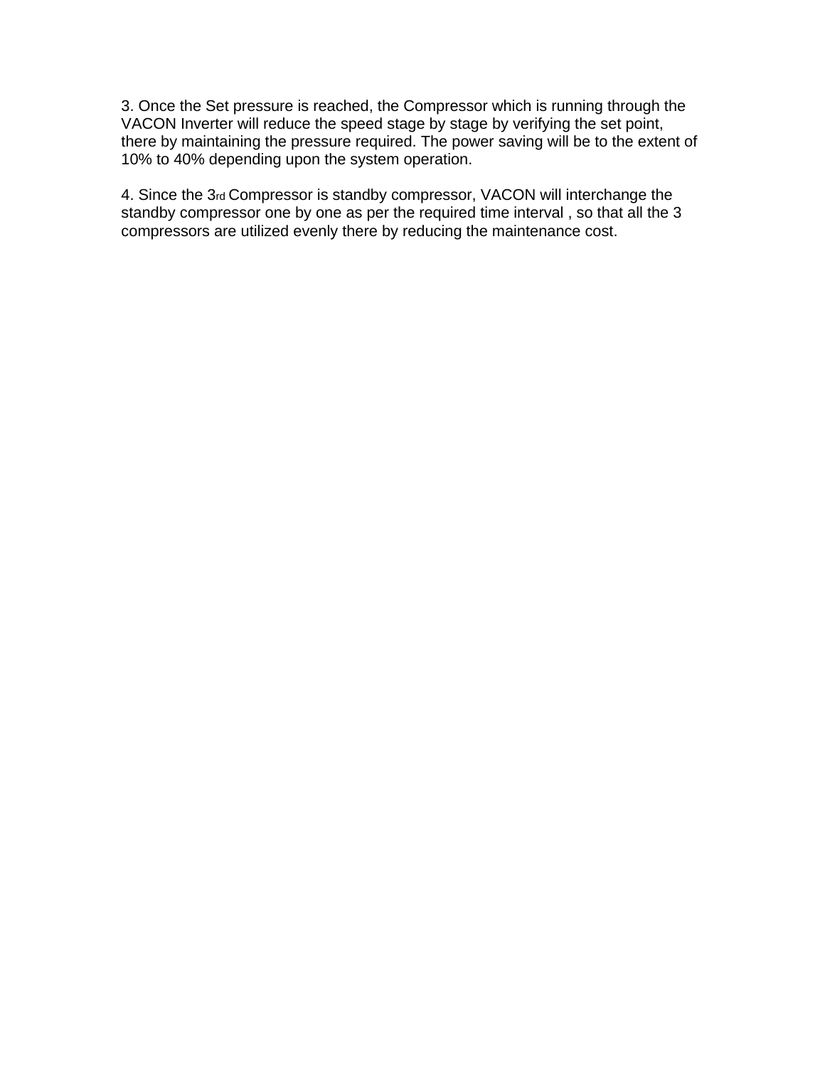3. Once the Set pressure is reached, the Compressor which is running through the VACON Inverter will reduce the speed stage by stage by verifying the set point, there by maintaining the pressure required. The power saving will be to the extent of 10% to 40% depending upon the system operation.

4. Since the 3rd Compressor is standby compressor, VACON will interchange the standby compressor one by one as per the required time interval , so that all the 3 compressors are utilized evenly there by reducing the maintenance cost.